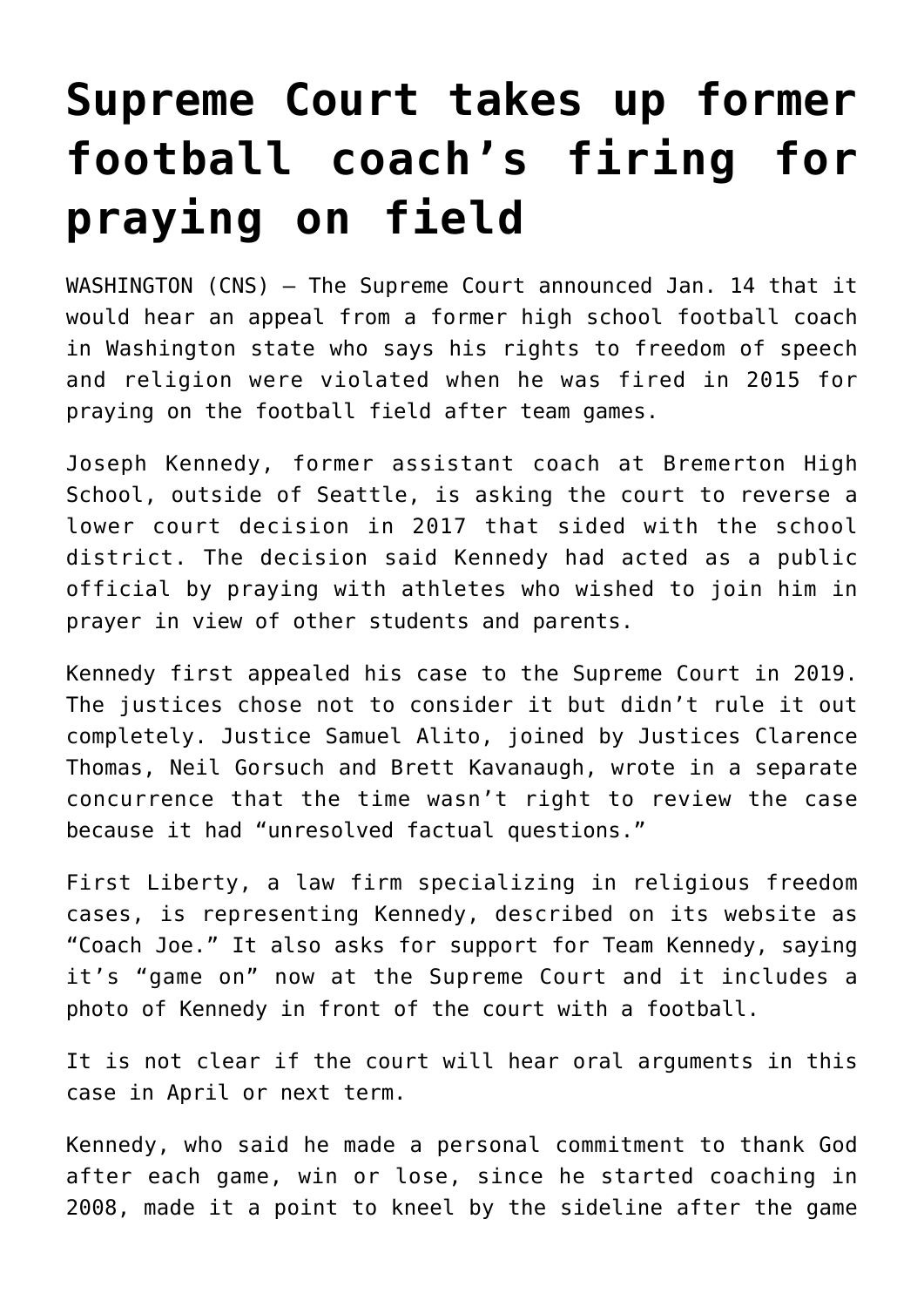# Supreme Court takes up former football coach's firing for praying on field

WASHINGTON (CNS) — The Supreme Court announced Jan. 14 that it would hear an appeal from a former high school football coach in Washington state who says his rights to freedom of speech and religion were violated when he was fired in 2015 for praying on the football field after team games.

Joseph Kennedy, former assistant coach at Bremerton High School, outside of Seattle, is asking the court to reverse a lower court decision in 2017 that sided with the school district. The decision said Kennedy had acted as a public official by praying with athletes who wished to join him in prayer in view of other students and parents.

Kennedy first appealed his case to the Supreme Court in 2019. The justices chose not to consider it but didn't rule it out completely. Justice Samuel Alito, joined by Justices Clarence Thomas, Neil Gorsuch and Brett Kavanaugh, wrote in a separate concurrence that the time wasn't right to review the case because it had "unresolved factual questions."

First Liberty, a law firm specializing in religious freedom cases, is representing Kennedy, described on its website as "Coach Joe." It also asks for support for Team Kennedy, saying it's "game on" now at the Supreme Court and it includes a photo of Kennedy in front of the court with a football.

It is not clear if the court will hear oral arguments in this case in April or next term.

Kennedy, who said he made a personal commitment to thank God after each game, win or lose, since he started coaching in 2008, made it a point to kneel by the sideline after the game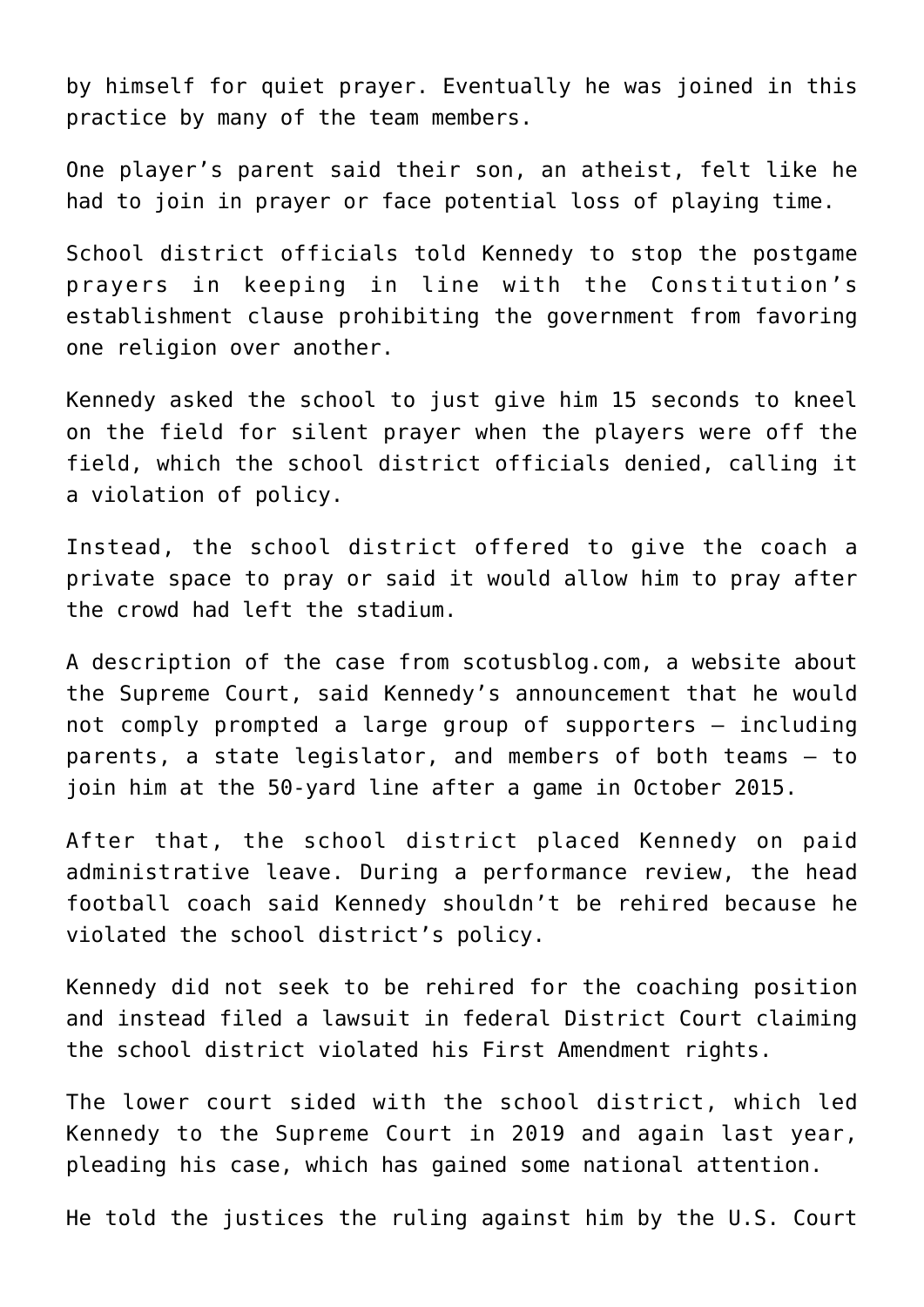by himself for quiet prayer. Eventually he was joined in this practice by many of the team members.

One player's parent said their son, an atheist, felt like he had to join in prayer or face potential loss of playing time.

School district officials told Kennedy to stop the postgame prayers in keeping in line with the Constitution's establishment clause prohibiting the government from favoring one religion over another.

Kennedy asked the school to just give him 15 seconds to kneel on the field for silent prayer when the players were off the field, which the school district officials denied, calling it a violation of policy.

Instead, the school district offered to give the coach a private space to pray or said it would allow him to pray after the crowd had left the stadium.

A description of the case from scotusblog.com, a website about the Supreme Court, said Kennedy's announcement that he would not comply prompted a large group of supporters – including parents, a state legislator, and members of both teams – to join him at the 50-yard line after a game in October 2015.

After that, the school district placed Kennedy on paid administrative leave. During a performance review, the head football coach said Kennedy shouldn't be rehired because he violated the school district's policy.

Kennedy did not seek to be rehired for the coaching position and instead filed a lawsuit in federal District Court claiming the school district violated his First Amendment rights.

The lower court sided with the school district, which led Kennedy to the Supreme Court in 2019 and again last year, pleading his case, which has gained some national attention.

He told the justices the ruling against him by the U.S. Court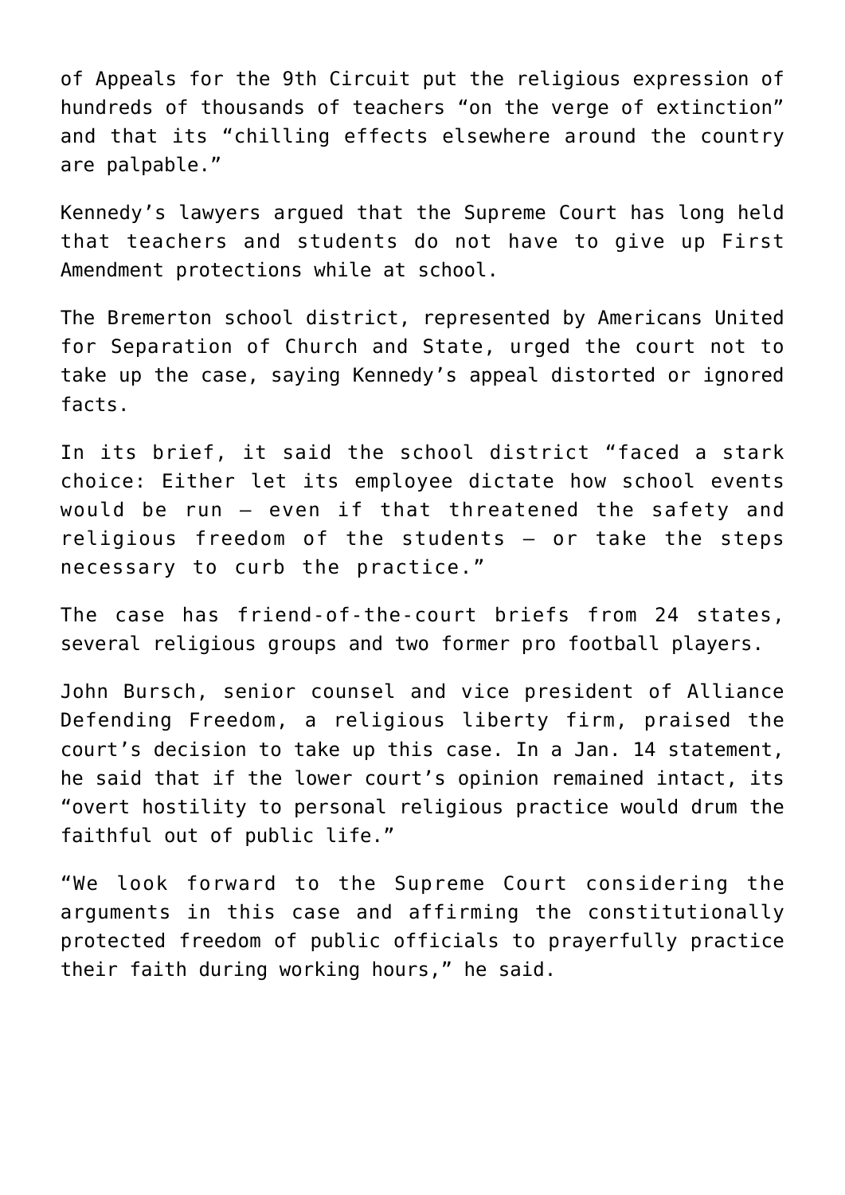of Appeals for the 9th Circuit put the religious expression of hundreds of thousands of teachers “on the verge of extinction” and that its “chilling effects elsewhere around the country are palpable.”

Kennedy’s lawyers argued that the Supreme Court has long held that teachers and students do not have to give up First Amendment protections while at school.

The Bremerton school district, represented by Americans United for Separation of Church and State, urged the court not to take up the case, saying Kennedy’s appeal distorted or ignored facts.

In its brief, it said the school district “faced a stark choice: Either let its employee dictate how school events would be run — even if that threatened the safety and religious freedom of the students — or take the steps necessary to curb the practice.”

The case has friend-of-the-court briefs from 24 states, several religious groups and two former pro football players.

John Bursch, senior counsel and vice president of Alliance Defending Freedom, a religious liberty firm, praised the court’s decision to take up this case. In a Jan. 14 statement, he said that if the lower court’s opinion remained intact, its “overt hostility to personal religious practice would drum the faithful out of public life.”

“We look forward to the Supreme Court considering the arguments in this case and affirming the constitutionally protected freedom of public officials to prayerfully practice their faith during working hours,” he said.